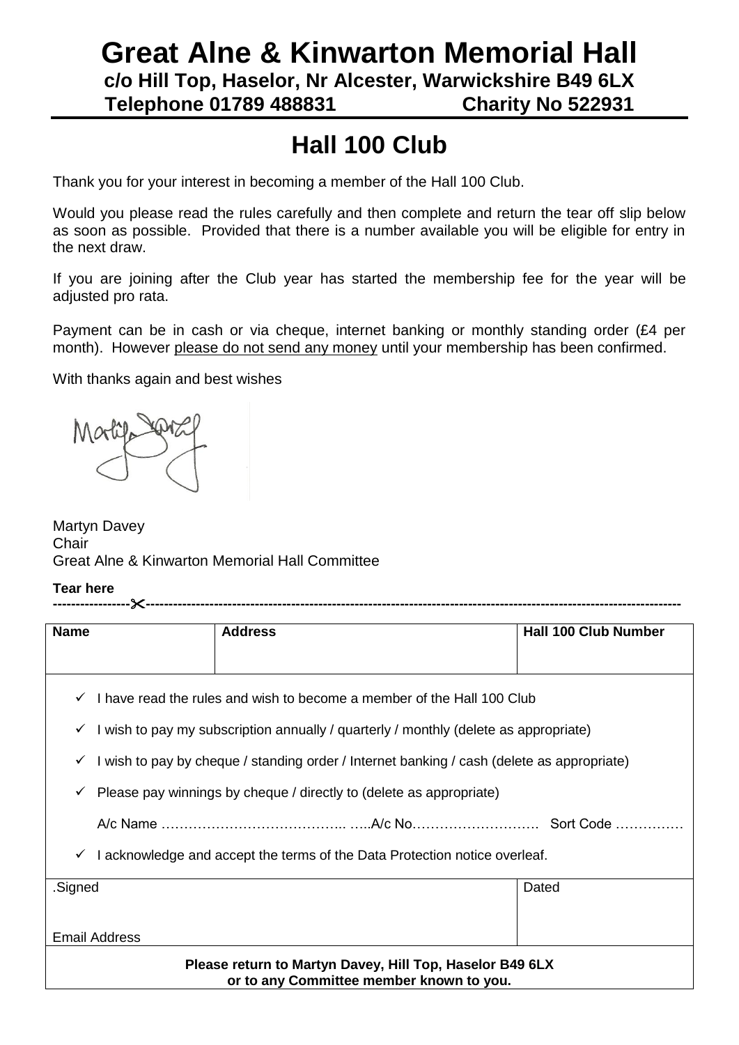# Great Alne & Kinwarton Memorial Hall

**c/o Hill Top, Haselor, Nr Alcester, Warwickshire B49 6LX**

**Telephone 01789 488831 Charity No 522931**

## Hall 100 Club

Thank you for your interest in becoming a member of the Hall 100 Club.

Would you please read the rules carefully and then complete and return the tear off slip below as soon as possible. Provided that there is a number available you will be eligible for entry in the next draw.

If you are joining after the Club year has started the membership fee for the year will be adjusted pro rata.

Payment can be in cash or via cheque, internet banking or monthly standing order (£4 per month). However please do not send any money until your membership has been confirmed.

With thanks again and best wishes

Martyn Davey
Chair
Great Alne & Kinwarton Memorial Hall Committee

**Tear here**

----------------✂----------------------------------------------------------------------------------------------------------

| Name | Address | Hall 100 Club Number |
|---|---|---|
| | | |

- ✓ I have read the rules and wish to become a member of the Hall 100 Club
- ✓ I wish to pay my subscription annually / quarterly / monthly (delete as appropriate)
- ✓ I wish to pay by cheque / standing order / Internet banking / cash (delete as appropriate)
- ✓ Please pay winnings by cheque / directly to (delete as appropriate)

  A/c Name ………………………………….. …..A/c No………………………. Sort Code ……………

- ✓ I acknowledge and accept the terms of the Data Protection notice overleaf.

| .Signed | Dated |
|---|---|
| Email Address | |

**Please return to Martyn Davey, Hill Top, Haselor B49 6LX or to any Committee member known to you.**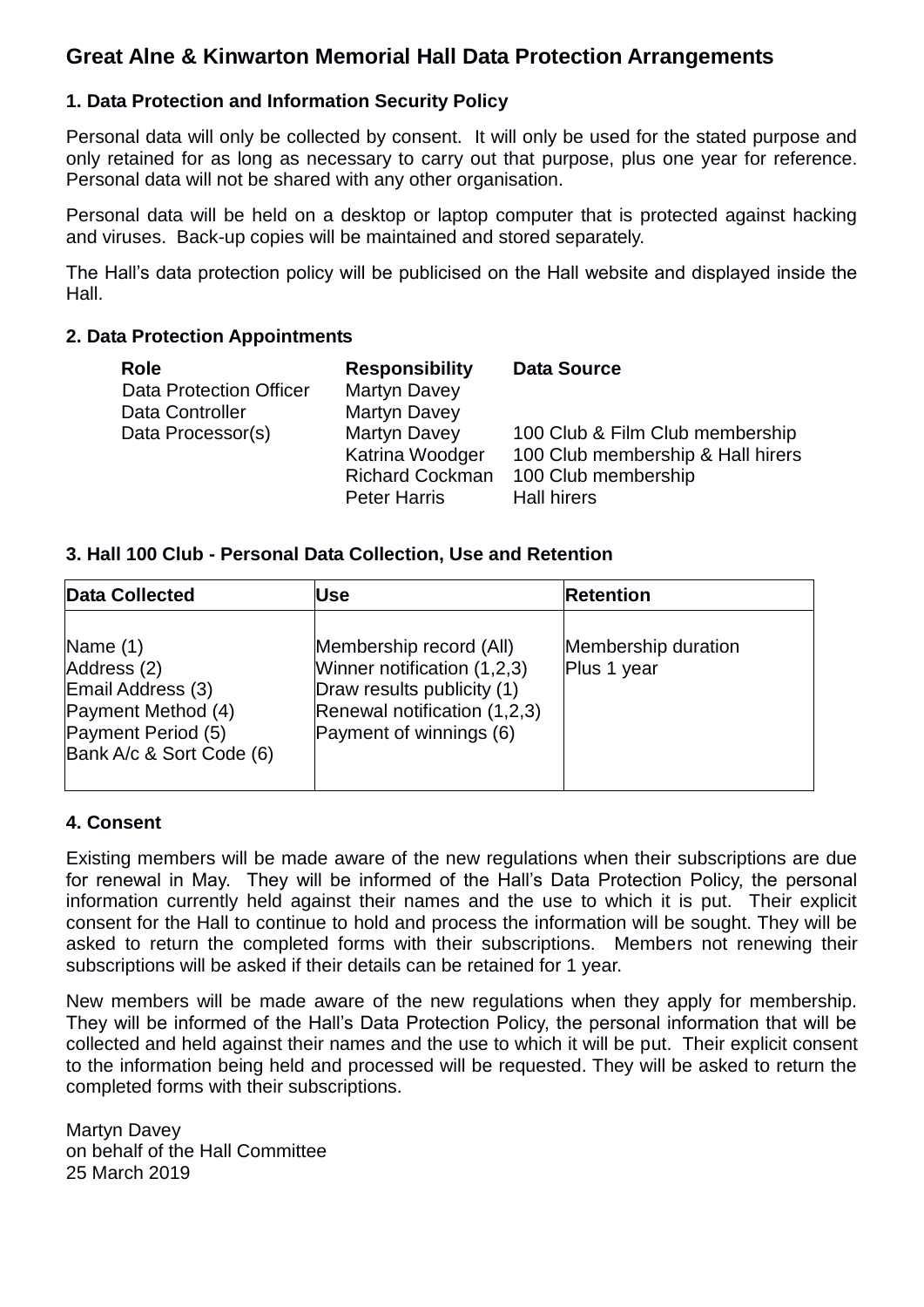# Great Alne & Kinwarton Memorial Hall Data Protection Arrangements

### 1. Data Protection and Information Security Policy

Personal data will only be collected by consent. It will only be used for the stated purpose and only retained for as long as necessary to carry out that purpose, plus one year for reference. Personal data will not be shared with any other organisation.

Personal data will be held on a desktop or laptop computer that is protected against hacking and viruses. Back-up copies will be maintained and stored separately.

The Hall's data protection policy will be publicised on the Hall website and displayed inside the Hall.

### 2. Data Protection Appointments

| Role | Responsibility | Data Source |
|---|---|---|
| Data Protection Officer | Martyn Davey | |
| Data Controller | Martyn Davey | |
| Data Processor(s) | Martyn Davey | 100 Club & Film Club membership |
| | Katrina Woodger | 100 Club membership & Hall hirers |
| | Richard Cockman | 100 Club membership |
| | Peter Harris | Hall hirers |

### 3. Hall 100 Club - Personal Data Collection, Use and Retention

| Data Collected | Use | Retention |
|---|---|---|
| Name (1)<br>Address (2)<br>Email Address (3)<br>Payment Method (4)<br>Payment Period (5)<br>Bank A/c & Sort Code (6) | Membership record (All)<br>Winner notification (1,2,3)<br>Draw results publicity (1)<br>Renewal notification (1,2,3)<br>Payment of winnings (6) | Membership duration<br>Plus 1 year |

### 4. Consent

Existing members will be made aware of the new regulations when their subscriptions are due for renewal in May. They will be informed of the Hall's Data Protection Policy, the personal information currently held against their names and the use to which it is put. Their explicit consent for the Hall to continue to hold and process the information will be sought. They will be asked to return the completed forms with their subscriptions. Members not renewing their subscriptions will be asked if their details can be retained for 1 year.

New members will be made aware of the new regulations when they apply for membership. They will be informed of the Hall's Data Protection Policy, the personal information that will be collected and held against their names and the use to which it will be put. Their explicit consent to the information being held and processed will be requested. They will be asked to return the completed forms with their subscriptions.

Martyn Davey
on behalf of the Hall Committee
25 March 2019